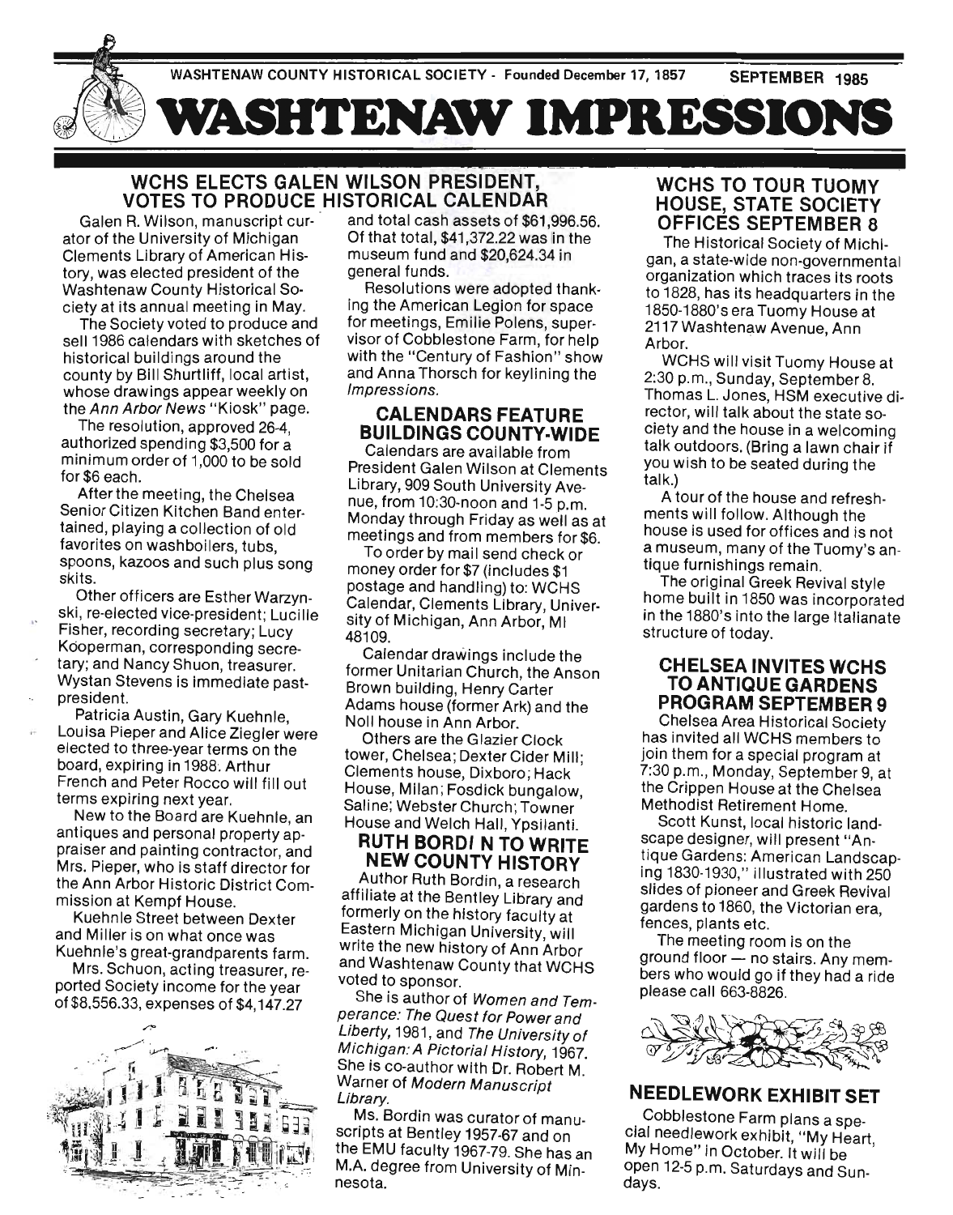WASHTENAW COUNTY HISTORICAL SOCIETY - Founded December 17, 1857 SEPTEMBER 1985

# WASHTENAW IMPRESSIONS

## WCHS ELECTS GALEN WILSON PRESIDENT, VOTES TO PRODUCE HISTORICAL CALENDAR

Galen R. Wilson, manuscript curator of the University of Michigan Clements Library of American History, was elected president of the Washtenaw County Historical Society at its annual meeting in May.

The Society voted to produce and sell 1986 calendars with sketches of historical buildings around the county by Bill Shurtliff, local artist, whose drawings appear weekly on the *Ann Arbor News* "Kiosk" page.

The resolution, approved 26-4, authorized spending $3,500 for a minimum order of 1,000 to be sold for $6 each.

After the meeting, the Chelsea Senior Citizen Kitchen Band entertained, playing a collection of old favorites on washboilers, tubs, spoons, kazoos and such plus song skits.

Other officers are Esther Warzynski, re-elected vice-president; Lucille Fisher, recording secretary; Lucy Kooperman, corresponding secretary; and Nancy Shuon, treasurer. Wystan Stevens is immediate past-president.

Patricia Austin, Gary Kuehnle, Louisa Pieper and Alice Ziegler were elected to three-year terms on the board, expiring in 1988. Arthur French and Peter Rocco will fill out terms expiring next year.

New to the Board are Kuehnle, an antiques and personal property appraiser and painting contractor, and Mrs. Pieper, who is staff director for the Ann Arbor Historic District Commission at Kempf House.

Kuehnle Street between Dexter and Miller is on what once was Kuehnle's great-grandparents farm.

Mrs. Schuon, acting treasurer, reported Society income for the year of $8,556.33, expenses of $4,147.27 and total cash assets of $61,996.56. Of that total, $41,372.22 was in the museum fund and $20,624.34 in general funds.

Resolutions were adopted thanking the American Legion for space for meetings, Emilie Polens, supervisor of Cobblestone Farm, for help with the "Century of Fashion" show and Anna Thorsch for keylining the *Impressions*.

### CALENDARS FEATURE BUILDINGS COUNTY-WIDE

Calendars are available from President Galen Wilson at Clements Library, 909 South University Avenue, from 10:30-noon and 1-5 p.m. Monday through Friday as well as at meetings and from members for $6.

To order by mail send check or money order for $7 (includes $1 postage and handling) to: WCHS Calendar, Clements Library, University of Michigan, Ann Arbor, MI 48109.

Calendar drawings include the former Unitarian Church, the Anson Brown building, Henry Carter Adams house (former Ark) and the Noll house in Ann Arbor.

Others are the Glazier Clock tower, Chelsea; Dexter Cider Mill; Clements house, Dixboro; Hack House, Milan; Fosdick bungalow, Saline; Webster Church; Towner House and Welch Hall, Ypsilanti.

### RUTH BORDIN TO WRITE NEW COUNTY HISTORY

Author Ruth Bordin, a research affiliate at the Bentley Library and formerly on the history faculty at Eastern Michigan University, will write the new history of Ann Arbor and Washtenaw County that WCHS voted to sponsor.

She is author of *Women and Temperance: The Quest for Power and Liberty*, 1981, and *The University of Michigan: A Pictorial History*, 1967. She is co-author with Dr. Robert M. Warner of *Modern Manuscript Library*.

Ms. Bordin was curator of manuscripts at Bentley 1957-67 and on the EMU faculty 1967-79. She has an M.A. degree from University of Minnesota.

## WCHS TO TOUR TUOMY HOUSE, STATE SOCIETY OFFICES SEPTEMBER 8

The Historical Society of Michigan, a state-wide non-governmental organization which traces its roots to 1828, has its headquarters in the 1850-1880's era Tuomy House at 2117 Washtenaw Avenue, Ann Arbor.

WCHS will visit Tuomy House at 2:30 p.m., Sunday, September 8. Thomas L. Jones, HSM executive director, will talk about the state society and the house in a welcoming talk outdoors. (Bring a lawn chair if you wish to be seated during the talk.)

A tour of the house and refreshments will follow. Although the house is used for offices and is not a museum, many of the Tuomy's antique furnishings remain.

The original Greek Revival style home built in 1850 was incorporated in the 1880's into the large Italianate structure of today.

## CHELSEA INVITES WCHS TO ANTIQUE GARDENS PROGRAM SEPTEMBER 9

Chelsea Area Historical Society has invited all WCHS members to join them for a special program at 7:30 p.m., Monday, September 9, at the Crippen House at the Chelsea Methodist Retirement Home.

Scott Kunst, local historic landscape designer, will present "Antique Gardens: American Landscaping 1830-1930," illustrated with 250 slides of pioneer and Greek Revival gardens to 1860, the Victorian era, fences, plants etc.

The meeting room is on the ground floor — no stairs. Any members who would go if they had a ride please call 663-8826.

## NEEDLEWORK EXHIBIT SET

Cobblestone Farm plans a special needlework exhibit, "My Heart, My Home" in October. It will be open 12-5 p.m. Saturdays and Sundays.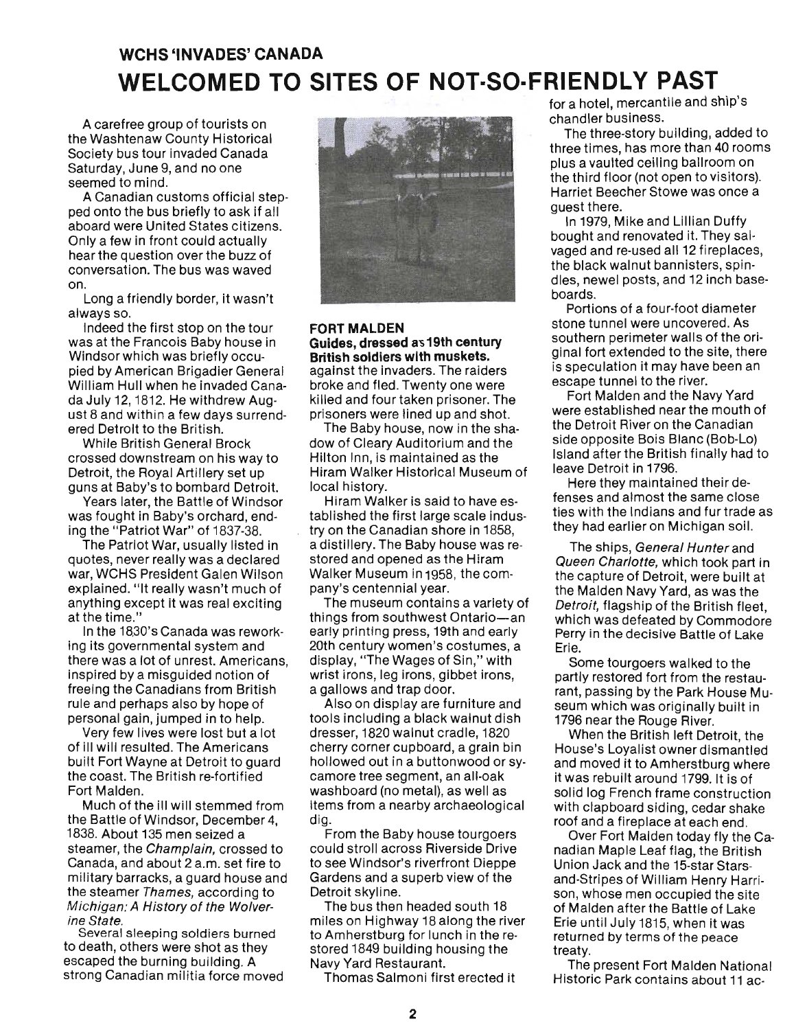### WCHS 'INVADES' CANADA

# WELCOMED TO SITES OF NOT-SO-FRIENDLY PAST

A carefree group of tourists on the Washtenaw County Historical Society bus tour invaded Canada Saturday, June 9, and no one seemed to mind.

A Canadian customs official stepped onto the bus briefly to ask if all aboard were United States citizens. Only a few in front could actually hear the question over the buzz of conversation. The bus was waved on.

Long a friendly border, it wasn't always so.

Indeed the first stop on the tour was at the Francois Baby house in Windsor which was briefly occupied by American Brigadier General William Hull when he invaded Canada July 12, 1812. He withdrew August 8 and within a few days surrendered Detroit to the British.

While British General Brock crossed downstream on his way to Detroit, the Royal Artillery set up guns at Baby's to bombard Detroit.

Years later, the Battle of Windsor was fought in Baby's orchard, ending the "Patriot War" of 1837-38.

The Patriot War, usually listed in quotes, never really was a declared war, WCHS President Galen Wilson explained. "It really wasn't much of anything except it was real exciting at the time."

In the 1830's Canada was reworking its governmental system and there was a lot of unrest. Americans, inspired by a misguided notion of freeing the Canadians from British rule and perhaps also by hope of personal gain, jumped in to help.

Very few lives were lost but a lot of ill will resulted. The Americans built Fort Wayne at Detroit to guard the coast. The British re-fortified Fort Malden.

Much of the ill will stemmed from the Battle of Windsor, December 4, 1838. About 135 men seized a steamer, the *Champlain,* crossed to Canada, and about 2 a.m. set fire to military barracks, a guard house and the steamer *Thames,* according to *Michigan: A History of the Wolverine State.*

Several sleeping soldiers burned to death, others were shot as they escaped the burning building. A strong Canadian militia force moved against the invaders. The raiders broke and fled. Twenty one were killed and four taken prisoner. The prisoners were lined up and shot.

**FORT MALDEN**
**Guides, dressed as 19th century British soldiers with muskets.**

The Baby house, now in the shadow of Cleary Auditorium and the Hilton Inn, is maintained as the Hiram Walker Historical Museum of local history.

Hiram Walker is said to have established the first large scale industry on the Canadian shore in 1858, a distillery. The Baby house was restored and opened as the Hiram Walker Museum in 1958, the company's centennial year.

The museum contains a variety of things from southwest Ontario—an early printing press, 19th and early 20th century women's costumes, a display, "The Wages of Sin," with wrist irons, leg irons, gibbet irons, a gallows and trap door.

Also on display are furniture and tools including a black walnut dish dresser, 1820 walnut cradle, 1820 cherry corner cupboard, a grain bin hollowed out in a buttonwood or sycamore tree segment, an all-oak washboard (no metal), as well as items from a nearby archaeological dig.

From the Baby house tourgoers could stroll across Riverside Drive to see Windsor's riverfront Dieppe Gardens and a superb view of the Detroit skyline.

The bus then headed south 18 miles on Highway 18 along the river to Amherstburg for lunch in the restored 1849 building housing the Navy Yard Restaurant.

Thomas Salmoni first erected it for a hotel, mercantile and ship's chandler business.

The three-story building, added to three times, has more than 40 rooms plus a vaulted ceiling ballroom on the third floor (not open to visitors). Harriet Beecher Stowe was once a guest there.

In 1979, Mike and Lillian Duffy bought and renovated it. They salvaged and re-used all 12 fireplaces, the black walnut bannisters, spindles, newel posts, and 12 inch baseboards.

Portions of a four-foot diameter stone tunnel were uncovered. As southern perimeter walls of the original fort extended to the site, there is speculation it may have been an escape tunnel to the river.

Fort Malden and the Navy Yard were established near the mouth of the Detroit River on the Canadian side opposite Bois Blanc (Bob-Lo) Island after the British finally had to leave Detroit in 1796.

Here they maintained their defenses and almost the same close ties with the Indians and fur trade as they had earlier on Michigan soil.

The ships, *General Hunter* and *Queen Charlotte,* which took part in the capture of Detroit, were built at the Malden Navy Yard, as was the *Detroit,* flagship of the British fleet, which was defeated by Commodore Perry in the decisive Battle of Lake Erie.

Some tourgoers walked to the partly restored fort from the restaurant, passing by the Park House Museum which was originally built in 1796 near the Rouge River.

When the British left Detroit, the House's Loyalist owner dismantled and moved it to Amherstburg where it was rebuilt around 1799. It is of solid log French frame construction with clapboard siding, cedar shake roof and a fireplace at each end.

Over Fort Malden today fly the Canadian Maple Leaf flag, the British Union Jack and the 15-star Stars-and-Stripes of William Henry Harrison, whose men occupied the site of Malden after the Battle of Lake Erie until July 1815, when it was returned by terms of the peace treaty.

The present Fort Malden National Historic Park contains about 11 ac-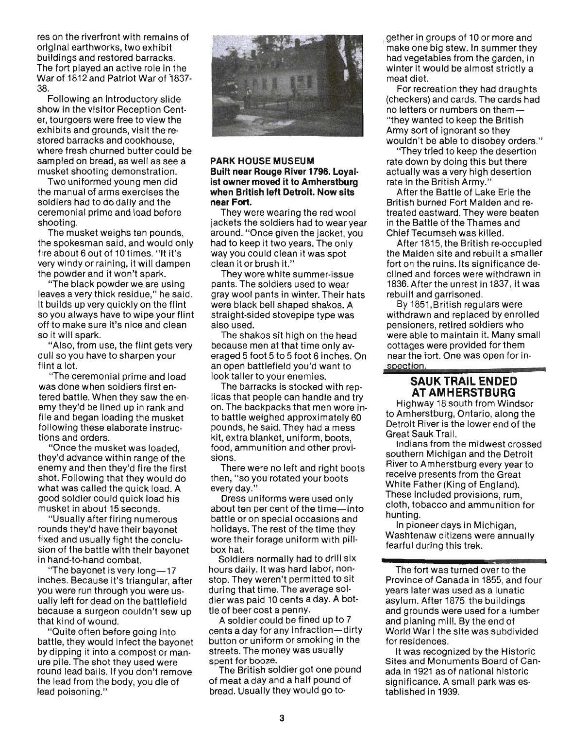res on the riverfront with remains of original earthworks, two exhibit buildings and restored barracks. The fort played an active role in the War of 1812 and Patriot War of 1837-38.

Following an introductory slide show in the visitor Reception Center, tourgoers were free to view the exhibits and grounds, visit the restored barracks and cookhouse, where fresh churned butter could be sampled on bread, as well as see a musket shooting demonstration.

Two uniformed young men did the manual of arms exercises the soldiers had to do daily and the ceremonial prime and load before shooting.

The musket weighs ten pounds, the spokesman said, and would only fire about 6 out of 10 times. "It it's very windy or raining, it will dampen the powder and it won't spark.

"The black powder we are using leaves a very thick residue," he said. It builds up very quickly on the flint so you always have to wipe your flint off to make sure it's nice and clean so it will spark.

"Also, from use, the flint gets very dull so you have to sharpen your flint a lot.

"The ceremonial prime and load was done when soldiers first entered battle. When they saw the enemy they'd be lined up in rank and file and began loading the musket following these elaborate instructions and orders.

"Once the musket was loaded, they'd advance within range of the enemy and then they'd fire the first shot. Following that they would do what was called the quick load. A good soldier could quick load his musket in about 15 seconds.

"Usually after firing numerous rounds they'd have their bayonet fixed and usually fight the conclusion of the battle with their bayonet in hand-to-hand combat.

"The bayonet is very long—17 inches. Because it's triangular, after you were run through you were usually left for dead on the battlefield because a surgeon couldn't sew up that kind of wound.

"Quite often before going into battle, they would infect the bayonet by dipping it into a compost or manure pile. The shot they used were round lead balls. If you don't remove the lead from the body, you die of lead poisoning."

**PARK HOUSE MUSEUM**
**Built near Rouge River 1796. Loyalist owner moved it to Amherstburg when British left Detroit. Now sits near Fort.**

They were wearing the red wool jackets the soldiers had to wear year around. "Once given the jacket, you had to keep it two years. The only way you could clean it was spot clean it or brush it."

They wore white summer-issue pants. The soldiers used to wear gray wool pants in winter. Their hats were black bell shaped shakos. A straight-sided stovepipe type was also used.

The shakos sit high on the head because men at that time only averaged 5 foot 5 to 5 foot 6 inches. On an open battlefield you'd want to look taller to your enemies.

The barracks is stocked with replicas that people can handle and try on. The backpacks that men wore into battle weighed approximately 60 pounds, he said. They had a mess kit, extra blanket, uniform, boots, food, ammunition and other provisions.

There were no left and right boots then, "so you rotated your boots every day."

Dress uniforms were used only about ten per cent of the time—into battle or on special occasions and holidays. The rest of the time they wore their forage uniform with pillbox hat.

Soldiers normally had to drill six hours daily. It was hard labor, nonstop. They weren't permitted to sit during that time. The average soldier was paid 10 cents a day. A bottle of beer cost a penny.

A soldier could be fined up to 7 cents a day for any infraction—dirty button or uniform or smoking in the streets. The money was usually spent for booze.

The British soldier got one pound of meat a day and a half pound of bread. Usually they would go together in groups of 10 or more and make one big stew. In summer they had vegetables from the garden, in winter it would be almost strictly a meat diet.

For recreation they had draughts (checkers) and cards. The cards had no letters or numbers on them—"they wanted to keep the British Army sort of ignorant so they wouldn't be able to disobey orders."

"They tried to keep the desertion rate down by doing this but there actually was a very high desertion rate in the British Army."

After the Battle of Lake Erie the British burned Fort Malden and retreated eastward. They were beaten in the Battle of the Thames and Chief Tecumseh was killed.

After 1815, the British re-occupied the Malden site and rebuilt a smaller fort on the ruins. Its significance declined and forces were withdrawn in 1836. After the unrest in 1837, it was rebuilt and garrisoned.

By 1851, British regulars were withdrawn and replaced by enrolled pensioners, retired soldiers who were able to maintain it. Many small cottages were provided for them near the fort. One was open for inspection.

The fort was turned over to the Province of Canada in 1855, and four years later was used as a lunatic asylum. After 1875 the buildings and grounds were used for a lumber and planing mill. By the end of World War I the site was subdivided for residences.

It was recognized by the Historic Sites and Monuments Board of Canada in 1921 as of national historic significance. A small park was established in 1939.

## SAUK TRAIL ENDED AT AMHERSTBURG

Highway 18 south from Windsor to Amherstburg, Ontario, along the Detroit River is the lower end of the Great Sauk Trail.

Indians from the midwest crossed southern Michigan and the Detroit River to Amherstburg every year to receive presents from the Great White Father (King of England). These included provisions, rum, cloth, tobacco and ammunition for hunting.

In pioneer days in Michigan, Washtenaw citizens were annually fearful during this trek.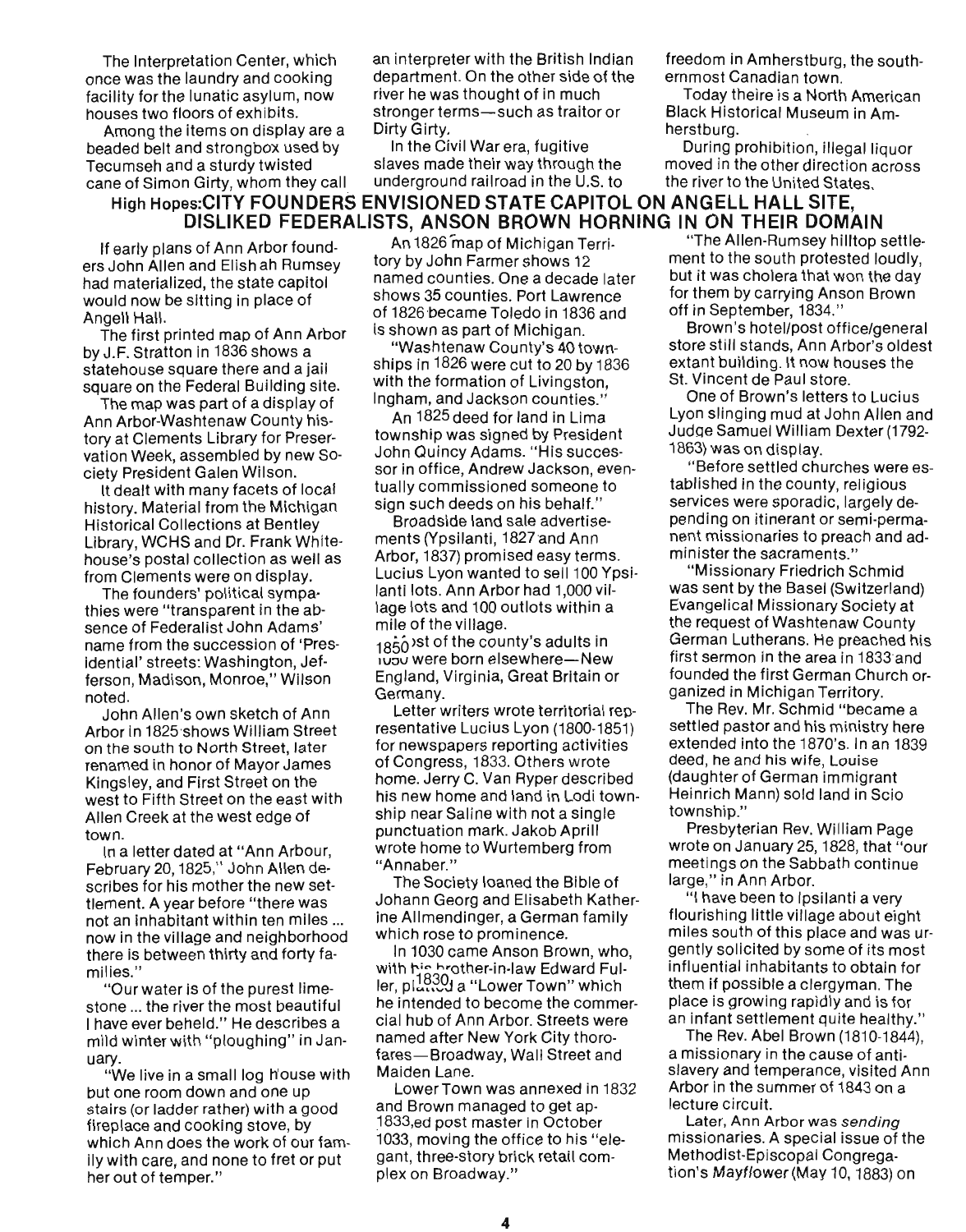The Interpretation Center, which once was the laundry and cooking facility for the lunatic asylum, now houses two floors of exhibits.

Among the items on display are a beaded belt and strongbox used by Tecumseh and a sturdy twisted cane of Simon Girty, whom they call an interpreter with the British Indian department. On the other side of the river he was thought of in much stronger terms—such as traitor or Dirty Girty.

In the Civil War era, fugitive slaves made their way through the underground railroad in the U.S. to freedom in Amherstburg, the southernmost Canadian town.

Today theire is a North American Black Historical Museum in Amherstburg.

During prohibition, illegal liquor moved in the other direction across the river to the United States.

## High Hopes: CITY FOUNDERS ENVISIONED STATE CAPITOL ON ANGELL HALL SITE, DISLIKED FEDERALISTS, ANSON BROWN HORNING IN ON THEIR DOMAIN

If early plans of Ann Arbor founders John Allen and Elishah Rumsey had materialized, the state capitol would now be sitting in place of Angell Hall.

The first printed map of Ann Arbor by J.F. Stratton in 1836 shows a statehouse square there and a jail square on the Federal Building site.

The map was part of a display of Ann Arbor-Washtenaw County history at Clements Library for Preservation Week, assembled by new Society President Galen Wilson.

It dealt with many facets of local history. Material from the Michigan Historical Collections at Bentley Library, WCHS and Dr. Frank Whitehouse's postal collection as well as from Clements were on display.

The founders' political sympathies were "transparent in the absence of Federalist John Adams' name from the succession of 'Presidential' streets: Washington, Jefferson, Madison, Monroe," Wilson noted.

John Allen's own sketch of Ann Arbor in 1825 shows William Street on the south to North Street, later renamed in honor of Mayor James Kingsley, and First Street on the west to Fifth Street on the east with Allen Creek at the west edge of town.

In a letter dated at "Ann Arbour, February 20, 1825," John Allen describes for his mother the new settlement. A year before "there was not an inhabitant within ten miles ... now in the village and neighborhood there is between thirty and forty families."

"Our water is of the purest limestone ... the river the most beautiful I have ever beheld." He describes a mild winter with "ploughing" in January.

"We live in a small log house with but one room down and one up stairs (or ladder rather) with a good fireplace and cooking stove, by which Ann does the work of our family with care, and none to fret or put her out of temper."

An 1826 map of Michigan Territory by John Farmer shows 12 named counties. One a decade later shows 35 counties. Port Lawrence of 1826 became Toledo in 1836 and is shown as part of Michigan.

"Washtenaw County's 40 townships in 1826 were cut to 20 by 1836 with the formation of Livingston, Ingham, and Jackson counties."

An 1825 deed for land in Lima township was signed by President John Quincy Adams. "His successor in office, Andrew Jackson, eventually commissioned someone to sign such deeds on his behalf."

Broadside land sale advertisements (Ypsilanti, 1827 and Ann Arbor, 1837) promised easy terms. Lucius Lyon wanted to sell 100 Ypsilanti lots. Ann Arbor had 1,000 village lots and 100 outlots within a mile of the village.

Most of the county's adults in 1850 were born elsewhere—New England, Virginia, Great Britain or Germany.

Letter writers wrote territorial representative Lucius Lyon (1800-1851) for newspapers reporting activities of Congress, 1833. Others wrote home. Jerry C. Van Ryper described his new home and land in Lodi township near Saline with not a single punctuation mark. Jakob Aprill wrote home to Wurtemberg from "Annaber."

The Society loaned the Bible of Johann Georg and Elisabeth Katherine Allmendinger, a German family which rose to prominence.

In 1830 came Anson Brown, who, with his brother-in-law Edward Fuller, platted a "Lower Town" which he intended to become the commercial hub of Ann Arbor. Streets were named after New York City thorofares—Broadway, Wall Street and Maiden Lane.

Lower Town was annexed in 1832 and Brown managed to get appointed post master in October 1833, moving the office to his "elegant, three-story brick retail complex on Broadway."

"The Allen-Rumsey hilltop settlement to the south protested loudly, but it was cholera that won the day for them by carrying Anson Brown off in September, 1834."

Brown's hotel/post office/general store still stands, Ann Arbor's oldest extant building. It now houses the St. Vincent de Paul store.

One of Brown's letters to Lucius Lyon slinging mud at John Allen and Judge Samuel William Dexter (1792-1863) was on display.

"Before settled churches were established in the county, religious services were sporadic, largely depending on itinerant or semi-permanent missionaries to preach and administer the sacraments."

"Missionary Friedrich Schmid was sent by the Basel (Switzerland) Evangelical Missionary Society at the request of Washtenaw County German Lutherans. He preached his first sermon in the area in 1833 and founded the first German Church organized in Michigan Territory.

The Rev. Mr. Schmid "became a settled pastor and his ministry here extended into the 1870's. In an 1839 deed, he and his wife, Louise (daughter of German immigrant Heinrich Mann) sold land in Scio township."

Presbyterian Rev. William Page wrote on January 25, 1828, that "our meetings on the Sabbath continue large," in Ann Arbor.

"I have been to Ipsilanti a very flourishing little village about eight miles south of this place and was urgently solicited by some of its most influential inhabitants to obtain for them if possible a clergyman. The place is growing rapidly and is for an infant settlement quite healthy."

The Rev. Abel Brown (1810-1844), a missionary in the cause of antislavery and temperance, visited Ann Arbor in the summer of 1843 on a lecture circuit.

Later, Ann Arbor was *sending* missionaries. A special issue of the Methodist-Episcopal Congregation's *Mayflower* (May 10, 1883) on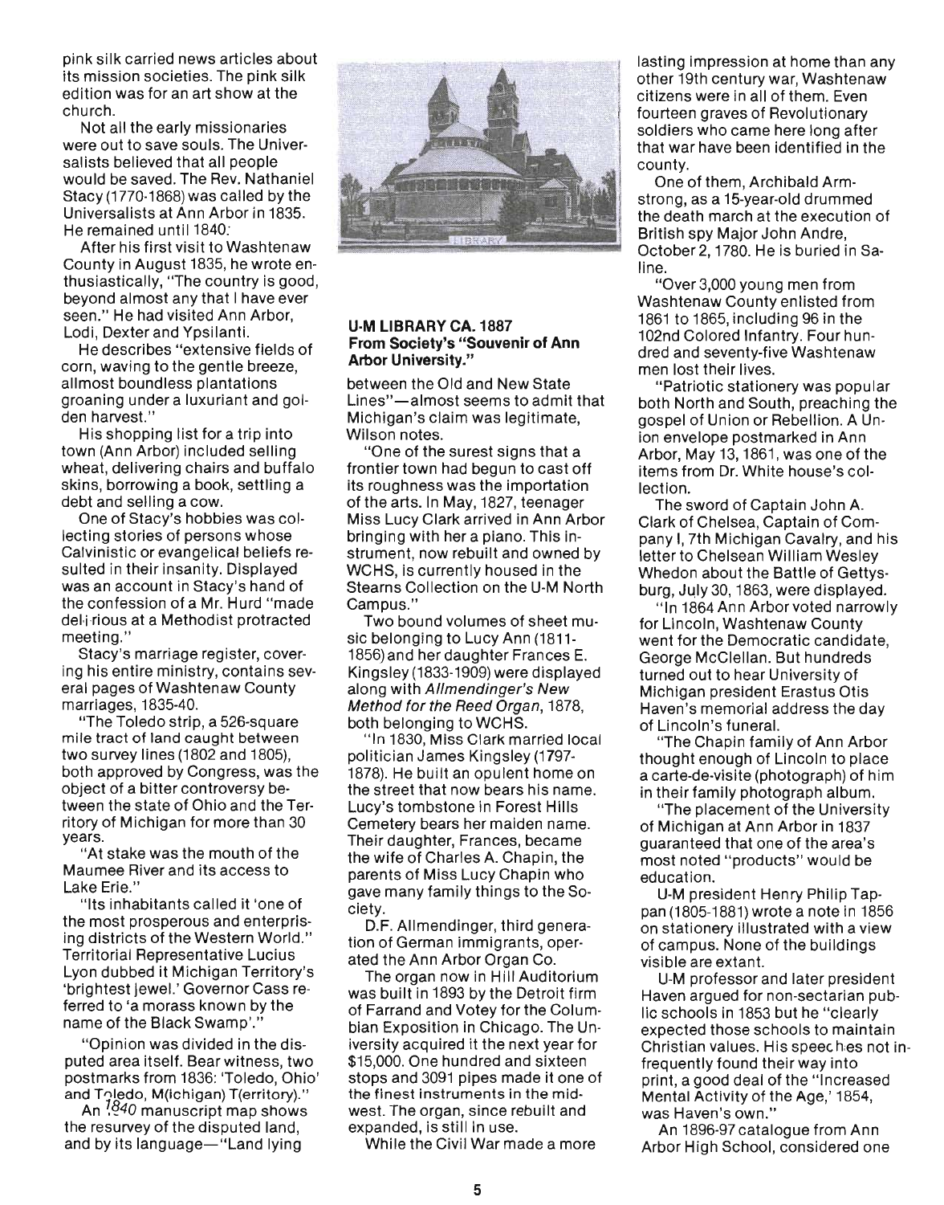pink silk carried news articles about its mission societies. The pink silk edition was for an art show at the church.

Not all the early missionaries were out to save souls. The Universalists believed that all people would be saved. The Rev. Nathaniel Stacy (1770-1868) was called by the Universalists at Ann Arbor in 1835. He remained until 1840.

After his first visit to Washtenaw County in August 1835, he wrote enthusiastically, "The country is good, beyond almost any that I have ever seen." He had visited Ann Arbor, Lodi, Dexter and Ypsilanti.

He describes "extensive fields of corn, waving to the gentle breeze, allmost boundless plantations groaning under a luxuriant and golden harvest."

His shopping list for a trip into town (Ann Arbor) included selling wheat, delivering chairs and buffalo skins, borrowing a book, settling a debt and selling a cow.

One of Stacy's hobbies was collecting stories of persons whose Calvinistic or evangelical beliefs resulted in their insanity. Displayed was an account in Stacy's hand of the confession of a Mr. Hurd "made delirious at a Methodist protracted meeting."

Stacy's marriage register, covering his entire ministry, contains several pages of Washtenaw County marriages, 1835-40.

"The Toledo strip, a 526-square mile tract of land caught between two survey lines (1802 and 1805), both approved by Congress, was the object of a bitter controversy between the state of Ohio and the Territory of Michigan for more than 30 years.

"At stake was the mouth of the Maumee River and its access to Lake Erie."

"Its inhabitants called it 'one of the most prosperous and enterprising districts of the Western World.' Territorial Representative Lucius Lyon dubbed it Michigan Territory's 'brightest jewel.' Governor Cass referred to 'a morass known by the name of the Black Swamp'."

"Opinion was divided in the disputed area itself. Bear witness, two postmarks from 1836: 'Toledo, Ohio' and Toledo, M(ichigan) T(erritory)."

An 1840 manuscript map shows the resurvey of the disputed land, and by its language—"Land lying between the Old and New State Lines"—almost seems to admit that Michigan's claim was legitimate, Wilson notes.

**U-M LIBRARY CA. 1887**
**From Society's "Souvenir of Ann Arbor University."**

"One of the surest signs that a frontier town had begun to cast off its roughness was the importation of the arts. In May, 1827, teenager Miss Lucy Clark arrived in Ann Arbor bringing with her a piano. This instrument, now rebuilt and owned by WCHS, is currently housed in the Stearns Collection on the U-M North Campus."

Two bound volumes of sheet music belonging to Lucy Ann (1811-1856) and her daughter Frances E. Kingsley (1833-1909) were displayed along with *Allmendinger's New Method for the Reed Organ*, 1878, both belonging to WCHS.

"In 1830, Miss Clark married local politician James Kingsley (1797-1878). He built an opulent home on the street that now bears his name. Lucy's tombstone in Forest Hills Cemetery bears her maiden name. Their daughter, Frances, became the wife of Charles A. Chapin, the parents of Miss Lucy Chapin who gave many family things to the Society.

D.F. Allmendinger, third generation of German immigrants, operated the Ann Arbor Organ Co.

The organ now in Hill Auditorium was built in 1893 by the Detroit firm of Farrand and Votey for the Columbian Exposition in Chicago. The University acquired it the next year for $15,000. One hundred and sixteen stops and 3091 pipes made it one of the finest instruments in the midwest. The organ, since rebuilt and expanded, is still in use.

While the Civil War made a more lasting impression at home than any other 19th century war, Washtenaw citizens were in all of them. Even fourteen graves of Revolutionary soldiers who came here long after that war have been identified in the county.

One of them, Archibald Armstrong, as a 15-year-old drummed the death march at the execution of British spy Major John Andre, October 2, 1780. He is buried in Saline.

"Over 3,000 young men from Washtenaw County enlisted from 1861 to 1865, including 96 in the 102nd Colored Infantry. Four hundred and seventy-five Washtenaw men lost their lives.

"Patriotic stationery was popular both North and South, preaching the gospel of Union or Rebellion. A Union envelope postmarked in Ann Arbor, May 13, 1861, was one of the items from Dr. White house's collection.

The sword of Captain John A. Clark of Chelsea, Captain of Company I, 7th Michigan Cavalry, and his letter to Chelsean William Wesley Whedon about the Battle of Gettysburg, July 30, 1863, were displayed.

"In 1864 Ann Arbor voted narrowly for Lincoln, Washtenaw County went for the Democratic candidate, George McClellan. But hundreds turned out to hear University of Michigan president Erastus Otis Haven's memorial address the day of Lincoln's funeral.

"The Chapin family of Ann Arbor thought enough of Lincoln to place a carte-de-visite (photograph) of him in their family photograph album.

"The placement of the University of Michigan at Ann Arbor in 1837 guaranteed that one of the area's most noted "products" would be education.

U-M president Henry Philip Tappan (1805-1881) wrote a note in 1856 on stationery illustrated with a view of campus. None of the buildings visible are extant.

U-M professor and later president Haven argued for non-sectarian public schools in 1853 but he "clearly expected those schools to maintain Christian values. His speeches not infrequently found their way into print, a good deal of the "Increased Mental Activity of the Age,' 1854, was Haven's own."

An 1896-97 catalogue from Ann Arbor High School, considered one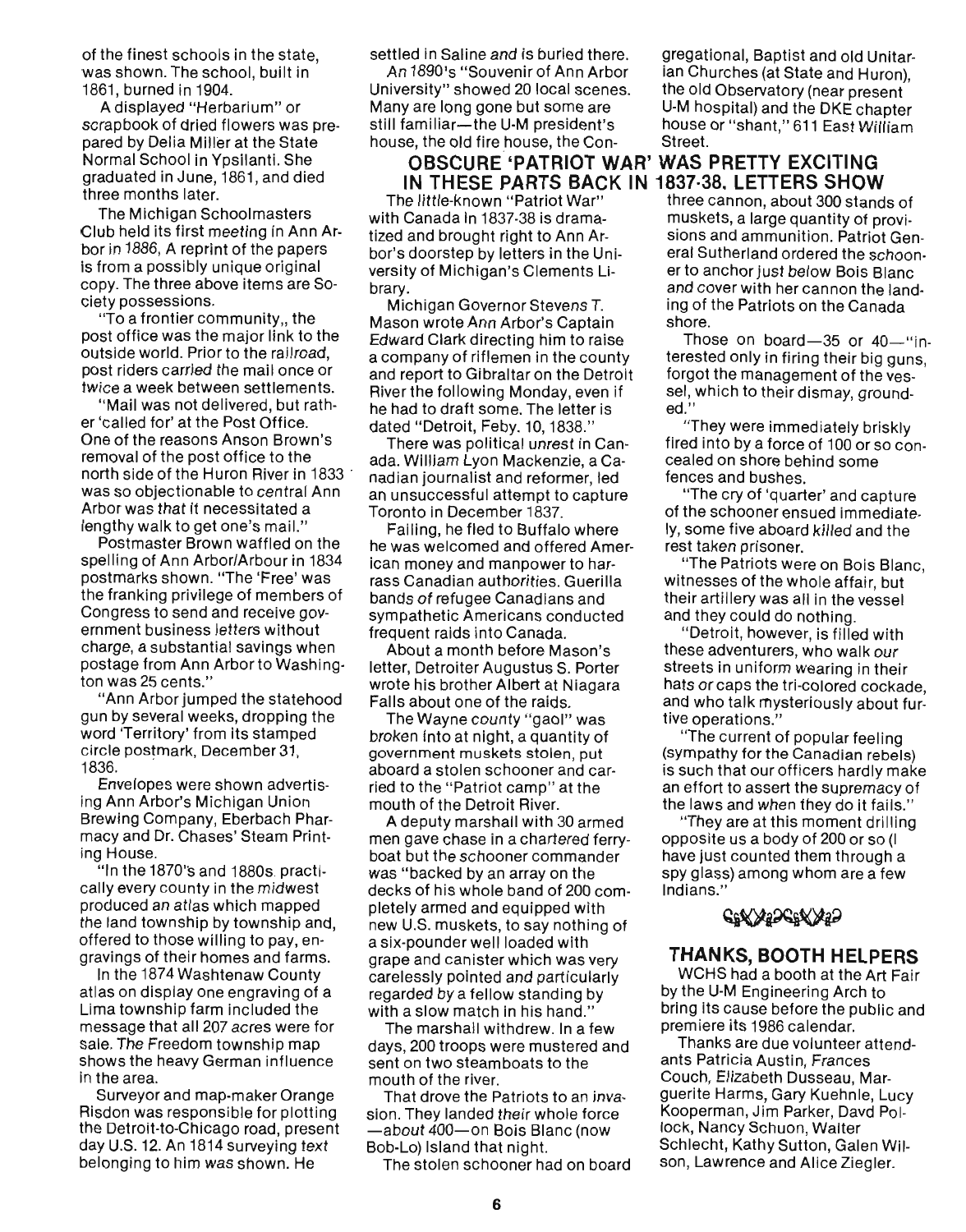of the finest schools in the state, was shown. The school, built in 1861, burned in 1904.

A displayed "Herbarium" or scrapbook of dried flowers was prepared by Delia Miller at the State Normal School in Ypsilanti. She graduated in June, 1861, and died three months later.

The Michigan Schoolmasters Club held its first meeting in Ann Arbor in 1886, A reprint of the papers is from a possibly unique original copy. The three above items are Society possessions.

"To a frontier community,, the post office was the major link to the outside world. Prior to the railroad, post riders carried the mail once or twice a week between settlements.

"Mail was not delivered, but rather 'called for' at the Post Office. One of the reasons Anson Brown's removal of the post office to the north side of the Huron River in 1833 was so objectionable to central Ann Arbor was that it necessitated a lengthy walk to get one's mail."

Postmaster Brown waffled on the spelling of Ann Arbor/Arbour in 1834 postmarks shown. "The 'Free' was the franking privilege of members of Congress to send and receive government business letters without charge, a substantial savings when postage from Ann Arbor to Washington was 25 cents."

"Ann Arbor jumped the statehood gun by several weeks, dropping the word 'Territory' from its stamped circle postmark, December 31, 1836.

Envelopes were shown advertising Ann Arbor's Michigan Union Brewing Company, Eberbach Pharmacy and Dr. Chases' Steam Printing House.

"In the 1870's and 1880s practically every county in the midwest produced an atlas which mapped the land township by township and, offered to those willing to pay, engravings of their homes and farms.

In the 1874 Washtenaw County atlas on display one engraving of a Lima township farm included the message that all 207 acres were for sale. The Freedom township map shows the heavy German influence in the area.

Surveyor and map-maker Orange Risdon was responsible for plotting the Detroit-to-Chicago road, present day U.S. 12. An 1814 surveying text belonging to him was shown. He settled in Saline and is buried there.

An 1890's "Souvenir of Ann Arbor University" showed 20 local scenes. Many are long gone but some are still familiar—the U-M president's house, the old fire house, the Congregational, Baptist and old Unitarian Churches (at State and Huron), the old Observatory (near present U-M hospital) and the DKE chapter house or "shant," 611 East William Street.

## OBSCURE 'PATRIOT WAR' WAS PRETTY EXCITING IN THESE PARTS BACK IN 1837-38, LETTERS SHOW

The little-known "Patriot War" with Canada in 1837-38 is dramatized and brought right to Ann Arbor's doorstep by letters in the University of Michigan's Clements Library.

Michigan Governor Stevens T. Mason wrote Ann Arbor's Captain Edward Clark directing him to raise a company of riflemen in the county and report to Gibraltar on the Detroit River the following Monday, even if he had to draft some. The letter is dated "Detroit, Feby. 10, 1838."

There was political unrest in Canada. William Lyon Mackenzie, a Canadian journalist and reformer, led an unsuccessful attempt to capture Toronto in December 1837.

Failing, he fled to Buffalo where he was welcomed and offered American money and manpower to harrass Canadian authorities. Guerilla bands of refugee Canadians and sympathetic Americans conducted frequent raids into Canada.

About a month before Mason's letter, Detroiter Augustus S. Porter wrote his brother Albert at Niagara Falls about one of the raids.

The Wayne county "gaol" was broken into at night, a quantity of government muskets stolen, put aboard a stolen schooner and carried to the "Patriot camp" at the mouth of the Detroit River.

A deputy marshall with 30 armed men gave chase in a chartered ferryboat but the schooner commander was "backed by an array on the decks of his whole band of 200 completely armed and equipped with new U.S. muskets, to say nothing of a six-pounder well loaded with grape and canister which was very carelessly pointed and particularly regarded by a fellow standing by with a slow match in his hand."

The marshall withdrew. In a few days, 200 troops were mustered and sent on two steamboats to the mouth of the river.

That drove the Patriots to an invasion. They landed their whole force —about 400—on Bois Blanc (now Bob-Lo) Island that night.

The stolen schooner had on board three cannon, about 300 stands of muskets, a large quantity of provisions and ammunition. Patriot General Sutherland ordered the schooner to anchor just below Bois Blanc and cover with her cannon the landing of the Patriots on the Canada shore.

Those on board—35 or 40—"interested only in firing their big guns, forgot the management of the vessel, which to their dismay, grounded."

"They were immediately briskly fired into by a force of 100 or so concealed on shore behind some fences and bushes.

"The cry of 'quarter' and capture of the schooner ensued immediately, some five aboard killed and the rest taken prisoner.

"The Patriots were on Bois Blanc, witnesses of the whole affair, but their artillery was all in the vessel and they could do nothing.

"Detroit, however, is filled with these adventurers, who walk our streets in uniform wearing in their hats or caps the tri-colored cockade, and who talk mysteriously about furtive operations."

"The current of popular feeling (sympathy for the Canadian rebels) is such that our officers hardly make an effort to assert the supremacy of the laws and when they do it fails."

"They are at this moment drilling opposite us a body of 200 or so (I have just counted them through a spy glass) among whom are a few Indians."

## THANKS, BOOTH HELPERS

WCHS had a booth at the Art Fair by the U-M Engineering Arch to bring its cause before the public and premiere its 1986 calendar.

Thanks are due volunteer attendants Patricia Austin, Frances Couch, Elizabeth Dusseau, Marguerite Harms, Gary Kuehnle, Lucy Kooperman, Jim Parker, Davd Pollock, Nancy Schuon, Walter Schlecht, Kathy Sutton, Galen Wilson, Lawrence and Alice Ziegler.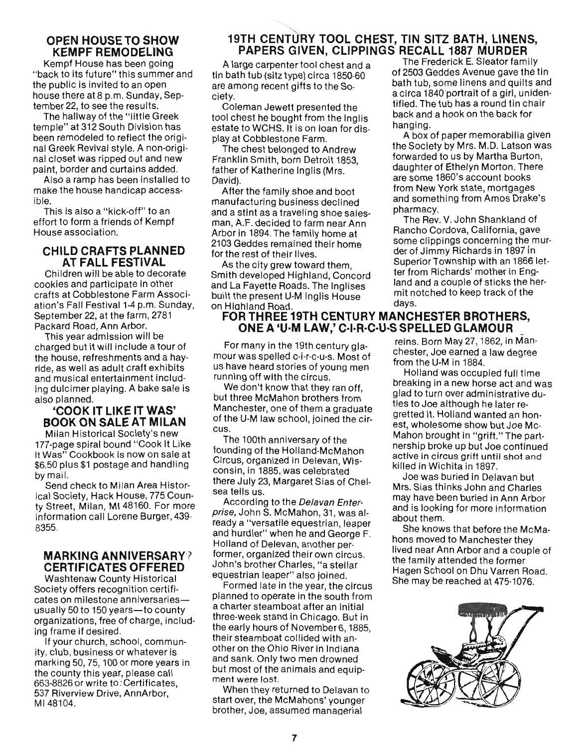## OPEN HOUSE TO SHOW KEMPF REMODELING

Kempf House has been going "back to its future" this summer and the public is invited to an open house there at 8 p.m. Sunday, September 22, to see the results.

The hallway of the "little Greek temple" at 312 South Division has been remodeled to reflect the original Greek Revival style. A non-original closet was ripped out and new paint, border and curtains added.

Also a ramp has been installed to make the house handicap accessible.

This is also a "kick-off" to an effort to form a friends of Kempf House association.

## CHILD CRAFTS PLANNED AT FALL FESTIVAL

Children will be able to decorate cookies and participate in other crafts at Cobblestone Farm Association's Fall Festival 1-4 p.m. Sunday, September 22, at the farm, 2781 Packard Road, Ann Arbor.

This year admission will be charged but it will include a tour of the house, refreshments and a hayride, as well as adult craft exhibits and musical entertainment including dulcimer playing. A bake sale is also planned.

## 'COOK IT LIKE IT WAS' BOOK ON SALE AT MILAN

Milan Historical Society's new 177-page spiral bound "Cook It Like It Was" Cookbook is now on sale at $6.50 plus $1 postage and handling by mail.

Send check to Milan Area Historical Society, Hack House, 775 County Street, Milan, MI 48160. For more information call Lorene Burger, 439-8355.

## MARKING ANNIVERSARY? CERTIFICATES OFFERED

Washtenaw County Historical Society offers recognition certificates on milestone anniversaries—usually 50 to 150 years—to county organizations, free of charge, including frame if desired.

If your church, school, community, club, business or whatever is marking 50, 75, 100 or more years in the county this year, please call 663-8826 or write to: Certificates, 537 Riverview Drive, AnnArbor, MI 48104.

## 19TH CENTURY TOOL CHEST, TIN SITZ BATH, LINENS, PAPERS GIVEN, CLIPPINGS RECALL 1887 MURDER

A large carpenter tool chest and a tin bath tub (sitz type) circa 1850-60 are among recent gifts to the Society.

Coleman Jewett presented the tool chest he bought from the Inglis estate to WCHS. It is on loan for display at Cobblestone Farm.

The chest belonged to Andrew Franklin Smith, born Detroit 1853, father of Katherine Inglis (Mrs. David).

After the family shoe and boot manufacturing business declined and a stint as a traveling shoe salesman, A.F. decided to farm near Ann Arbor in 1894. The family home at 2103 Geddes remained their home for the rest of their lives.

As the city grew toward them, Smith developed Highland, Concord and La Fayette Roads. The Inglises built the present U-M Inglis House on Highland Road.

The Frederick E. Sleator family of 2503 Geddes Avenue gave the tin bath tub, some linens and quilts and a circa 1840 portrait of a girl, unidentified. The tub has a round tin chair back and a hook on the back for hanging.

A box of paper memorabilia given the Society by Mrs. M.D. Latson was forwarded to us by Martha Burton, daughter of Ethelyn Morton. There are some 1860's account books from New York state, mortgages and something from Amos Drake's pharmacy.

The Rev. V. John Shankland of Rancho Cordova, California, gave some clippings concerning the murder of Jimmy Richards in 1897 in Superior Township with an 1866 letter from Richards' mother in England and a couple of sticks the hermit notched to keep track of the days.

## FOR THREE 19TH CENTURY MANCHESTER BROTHERS, ONE A 'U-M LAW,' C-I-R-C-U-S SPELLED GLAMOUR

For many in the 19th century glamour was spelled c-i-r-c-u-s. Most of us have heard stories of young men running off with the circus.

We don't know that they ran off, but three McMahon brothers from Manchester, one of them a graduate of the U-M law school, joined the circus.

The 100th anniversary of the founding of the Holland-McMahon Circus, organized in Delevan, Wisconsin, in 1885, was celebrated there July 23, Margaret Sias of Chelsea tells us.

According to the *Delavan Enterprise*, John S. McMahon, 31, was already a "versatile equestrian, leaper and hurdler" when he and George F. Holland of Delevan, another performer, organized their own circus. John's brother Charles, "a stellar equestrian leaper" also joined.

Formed late in the year, the circus planned to operate in the south from a charter steamboat after an initial three-week stand in Chicago. But in the early hours of November 6, 1885, their steamboat collided with another on the Ohio River in Indiana and sank. Only two men drowned but most of the animals and equipment were lost.

When they returned to Delavan to start over, the McMahons' younger brother, Joe, assumed managerial reins. Born May 27, 1862, in Manchester, Joe earned a law degree from the U-M in 1884.

Holland was occupied full time breaking in a new horse act and was glad to turn over administrative duties to Joe although he later regretted it. Holland wanted an honest, wholesome show but Joe McMahon brought in "grift." The partnership broke up but Joe continued active in circus grift until shot and killed in Wichita in 1897.

Joe was buried in Delavan but Mrs. Sias thinks John and Charles may have been buried in Ann Arbor and is looking for more information about them.

She knows that before the McMahons moved to Manchester they lived near Ann Arbor and a couple of the family attended the former Hagen School on Dhu Varren Road. She may be reached at 475-1076.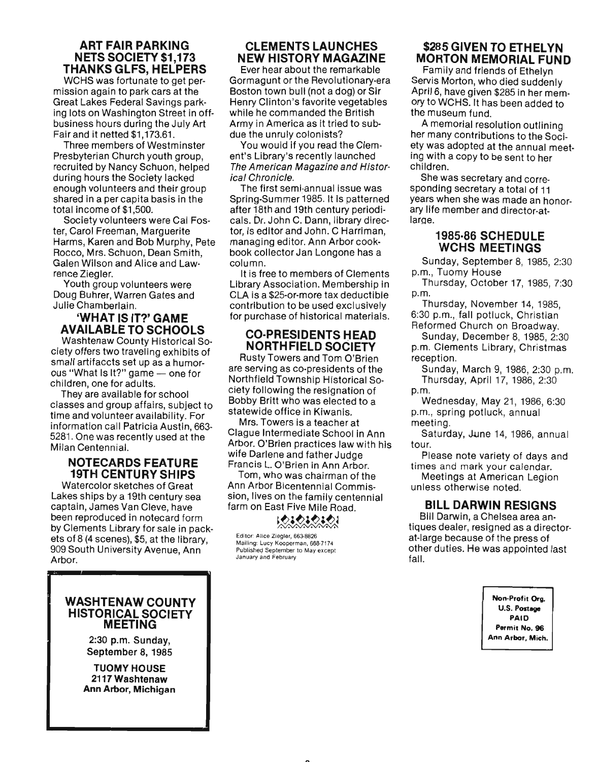## ART FAIR PARKING NETS SOCIETY $1,173 THANKS GLFS, HELPERS

WCHS was fortunate to get permission again to park cars at the Great Lakes Federal Savings parking lots on Washington Street in off-business hours during the July Art Fair and it netted $1,173.61.

Three members of Westminster Presbyterian Church youth group, recruited by Nancy Schuon, helped during hours the Society lacked enough volunteers and their group shared in a per capita basis in the total income of $1,500.

Society volunteers were Cal Foster, Carol Freeman, Marguerite Harms, Karen and Bob Murphy, Pete Rocco, Mrs. Schuon, Dean Smith, Galen Wilson and Alice and Lawrence Ziegler.

Youth group volunteers were Doug Buhrer, Warren Gates and Julie Chamberlain.

## 'WHAT IS IT?' GAME AVAILABLE TO SCHOOLS

Washtenaw County Historical Society offers two traveling exhibits of *small* artifaccts set up as a humorous "What Is It?" game — one for children, one for adults.

They are available for school classes and group affairs, subject to time and volunteer availability. For information call Patricia Austin, 663-5281. One was recently used at the Milan Centennial.

## NOTECARDS FEATURE 19TH CENTURY SHIPS

Watercolor sketches of Great Lakes ships by a 19th century sea captain, James Van Cleve, have been reproduced in notecard form by Clements Library for sale in packets of 8 (4 scenes), $5, at the library, 909 South University Avenue, Ann Arbor.

## CLEMENTS LAUNCHES NEW HISTORY MAGAZINE

Ever hear about the remarkable Gormagunt or the Revolutionary-era Boston town bull (not a dog) or Sir Henry Clinton's favorite vegetables while he commanded the British Army in America as it tried to subdue the unruly colonists?

You would if you read the Clement's Library's recently launched *The American Magazine and Historical Chronicle.*

The first semi-annual issue was Spring-Summer 1985. It is patterned after 18th and 19th century periodicals. Dr. John C. Dann, library director, is editor and John. C Harriman, managing editor. Ann Arbor cookbook collector Jan Longone has a column.

It is free to members of Clements Library Association. Membership in CLA is a $25-or-more tax deductible contribution to be used exclusively for purchase of historical materials.

## CO-PRESIDENTS HEAD NORTHFIELD SOCIETY

Rusty Towers and Tom O'Brien are serving as co-presidents of the Northfield Township Historical Society following the resignation of Bobby Britt who was elected to a statewide office in Kiwanis.

Mrs. Towers is a teacher at Clague Intermediate School in Ann Arbor. O'Brien practices law with his wife Darlene and father Judge Francis L. O'Brien in Ann Arbor.

Tom, who was chairman of the Ann Arbor Bicentennial Commission, lives on the family centennial farm on East Five Mile Road.

Editor: Alice Ziegler, 663-8826
Mailing: Lucy Kooperman, 668-7174
Published September to May except January and February

## $285 GIVEN TO ETHELYN MORTON MEMORIAL FUND

Family and friends of Ethelyn Servis Morton, who died suddenly April 6, have given $285 in her memory to WCHS. It has been added to the museum fund.

A memorial resolution outlining her many contributions to the Society was adopted at the annual meeting with a copy to be sent to her children.

She was secretary and corresponding secretary a total of 11 years when she was made an honorary life member and director-at-large.

## 1985-86 SCHEDULE WCHS MEETINGS

Sunday, September 8, 1985, 2:30 p.m., Tuomy House

Thursday, October 17, 1985, 7:30 p.m.

Thursday, November 14, 1985, 6:30 p.m., fall potluck, Christian Reformed Church on Broadway.

Sunday, December 8, 1985, 2:30 p.m. Clements Library, Christmas reception.

Sunday, March 9, 1986, 2:30 p.m.

Thursday, April 17, 1986, 2:30 p.m.

Wednesday, May 21, 1986, 6:30 p.m., spring potluck, annual meeting.

Saturday, June 14, 1986, annual tour.

Please note variety of days and times and mark your calendar.

Meetings at American Legion unless otherwise noted.

## BILL DARWIN RESIGNS

Bill Darwin, a Chelsea area antiques dealer, resigned as a director-at-large because of the press of other duties. He was appointed last fall.

**WASHTENAW COUNTY HISTORICAL SOCIETY MEETING**

**2:30 p.m. Sunday, September 8, 1985**

**TUOMY HOUSE**
**2117 Washtenaw**
**Ann Arbor, Michigan**

Non-Profit Org.
U.S. Postage
PAID
Permit No. 96
Ann Arbor, Mich.